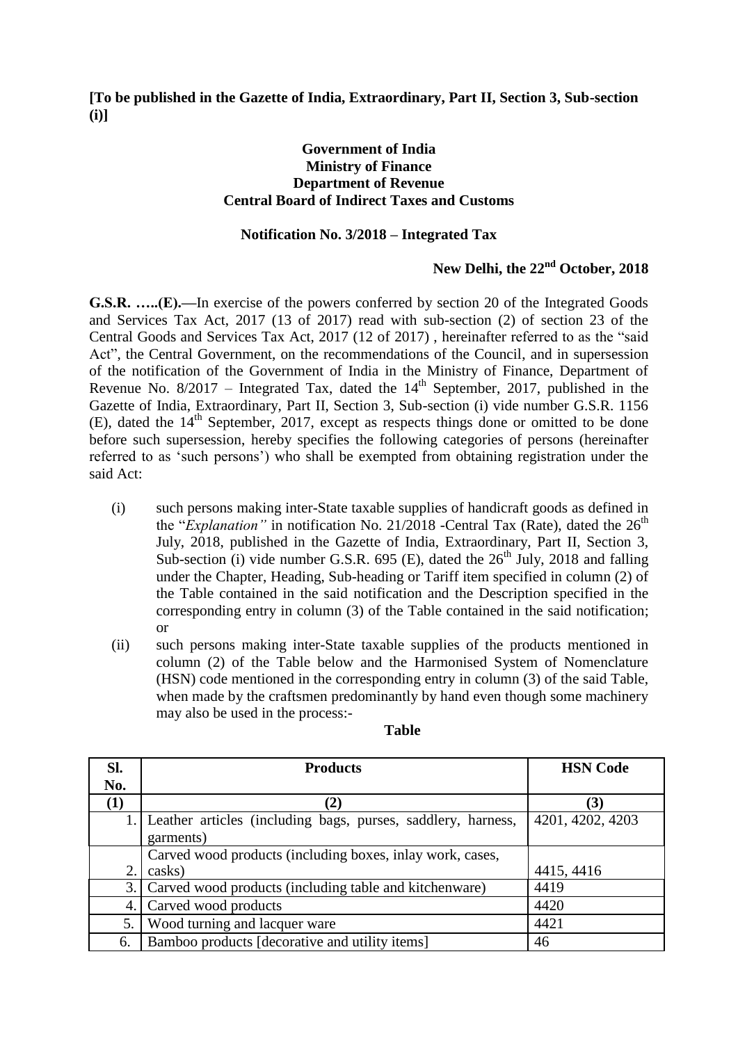**[To be published in the Gazette of India, Extraordinary, Part II, Section 3, Sub-section (i)]**

**Government of India**
**Ministry of Finance**
**Department of Revenue**
**Central Board of Indirect Taxes and Customs**

**Notification No. 3/2018 – Integrated Tax**

**New Delhi, the 22nd October, 2018**

**G.S.R. …..(E).—**In exercise of the powers conferred by section 20 of the Integrated Goods and Services Tax Act, 2017 (13 of 2017) read with sub-section (2) of section 23 of the Central Goods and Services Tax Act, 2017 (12 of 2017) , hereinafter referred to as the "said Act", the Central Government, on the recommendations of the Council, and in supersession of the notification of the Government of India in the Ministry of Finance, Department of Revenue No. 8/2017 – Integrated Tax, dated the 14th September, 2017, published in the Gazette of India, Extraordinary, Part II, Section 3, Sub-section (i) vide number G.S.R. 1156 (E), dated the 14th September, 2017, except as respects things done or omitted to be done before such supersession, hereby specifies the following categories of persons (hereinafter referred to as 'such persons') who shall be exempted from obtaining registration under the said Act:

(i) such persons making inter-State taxable supplies of handicraft goods as defined in the "*Explanation"* in notification No. 21/2018 -Central Tax (Rate), dated the 26th July, 2018, published in the Gazette of India, Extraordinary, Part II, Section 3, Sub-section (i) vide number G.S.R. 695 (E), dated the 26th July, 2018 and falling under the Chapter, Heading, Sub-heading or Tariff item specified in column (2) of the Table contained in the said notification and the Description specified in the corresponding entry in column (3) of the Table contained in the said notification; or

(ii) such persons making inter-State taxable supplies of the products mentioned in column (2) of the Table below and the Harmonised System of Nomenclature (HSN) code mentioned in the corresponding entry in column (3) of the said Table, when made by the craftsmen predominantly by hand even though some machinery may also be used in the process:-

**Table**

| Sl. No. | Products | HSN Code |
|---|---|---|
| (1) | (2) | (3) |
| 1. | Leather articles (including bags, purses, saddlery, harness, garments) | 4201, 4202, 4203 |
| 2. | Carved wood products (including boxes, inlay work, cases, casks) | 4415, 4416 |
| 3. | Carved wood products (including table and kitchenware) | 4419 |
| 4. | Carved wood products | 4420 |
| 5. | Wood turning and lacquer ware | 4421 |
| 6. | Bamboo products [decorative and utility items] | 46 |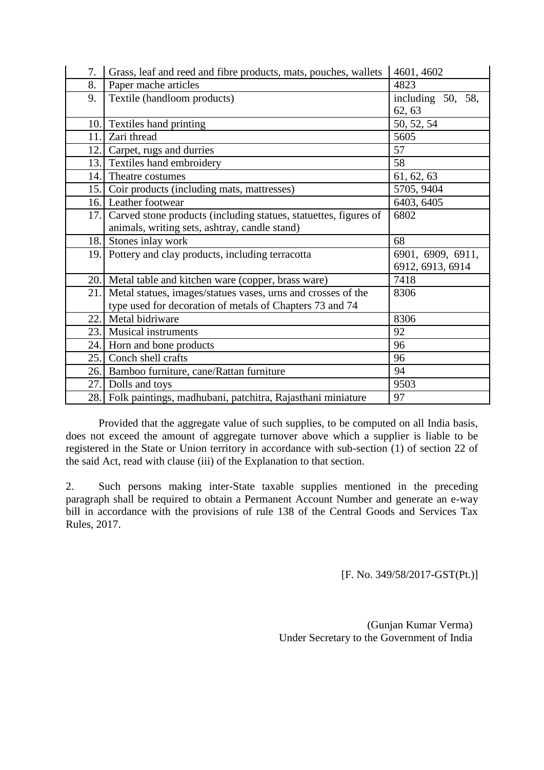| | | |
|---|---|---|
| 7. | Grass, leaf and reed and fibre products, mats, pouches, wallets | 4601, 4602 |
| 8. | Paper mache articles | 4823 |
| 9. | Textile (handloom products) | including 50, 58, 62, 63 |
| 10. | Textiles hand printing | 50, 52, 54 |
| 11. | Zari thread | 5605 |
| 12. | Carpet, rugs and durries | 57 |
| 13. | Textiles hand embroidery | 58 |
| 14. | Theatre costumes | 61, 62, 63 |
| 15. | Coir products (including mats, mattresses) | 5705, 9404 |
| 16. | Leather footwear | 6403, 6405 |
| 17. | Carved stone products (including statues, statuettes, figures of animals, writing sets, ashtray, candle stand) | 6802 |
| 18. | Stones inlay work | 68 |
| 19. | Pottery and clay products, including terracotta | 6901, 6909, 6911, 6912, 6913, 6914 |
| 20. | Metal table and kitchen ware (copper, brass ware) | 7418 |
| 21. | Metal statues, images/statues vases, urns and crosses of the type used for decoration of metals of Chapters 73 and 74 | 8306 |
| 22. | Metal bidriware | 8306 |
| 23. | Musical instruments | 92 |
| 24. | Horn and bone products | 96 |
| 25. | Conch shell crafts | 96 |
| 26. | Bamboo furniture, cane/Rattan furniture | 94 |
| 27. | Dolls and toys | 9503 |
| 28. | Folk paintings, madhubani, patchitra, Rajasthani miniature | 97 |

Provided that the aggregate value of such supplies, to be computed on all India basis, does not exceed the amount of aggregate turnover above which a supplier is liable to be registered in the State or Union territory in accordance with sub-section (1) of section 22 of the said Act, read with clause (iii) of the Explanation to that section.

2. Such persons making inter-State taxable supplies mentioned in the preceding paragraph shall be required to obtain a Permanent Account Number and generate an e-way bill in accordance with the provisions of rule 138 of the Central Goods and Services Tax Rules, 2017.

[F. No. 349/58/2017-GST(Pt.)]

(Gunjan Kumar Verma)
Under Secretary to the Government of India